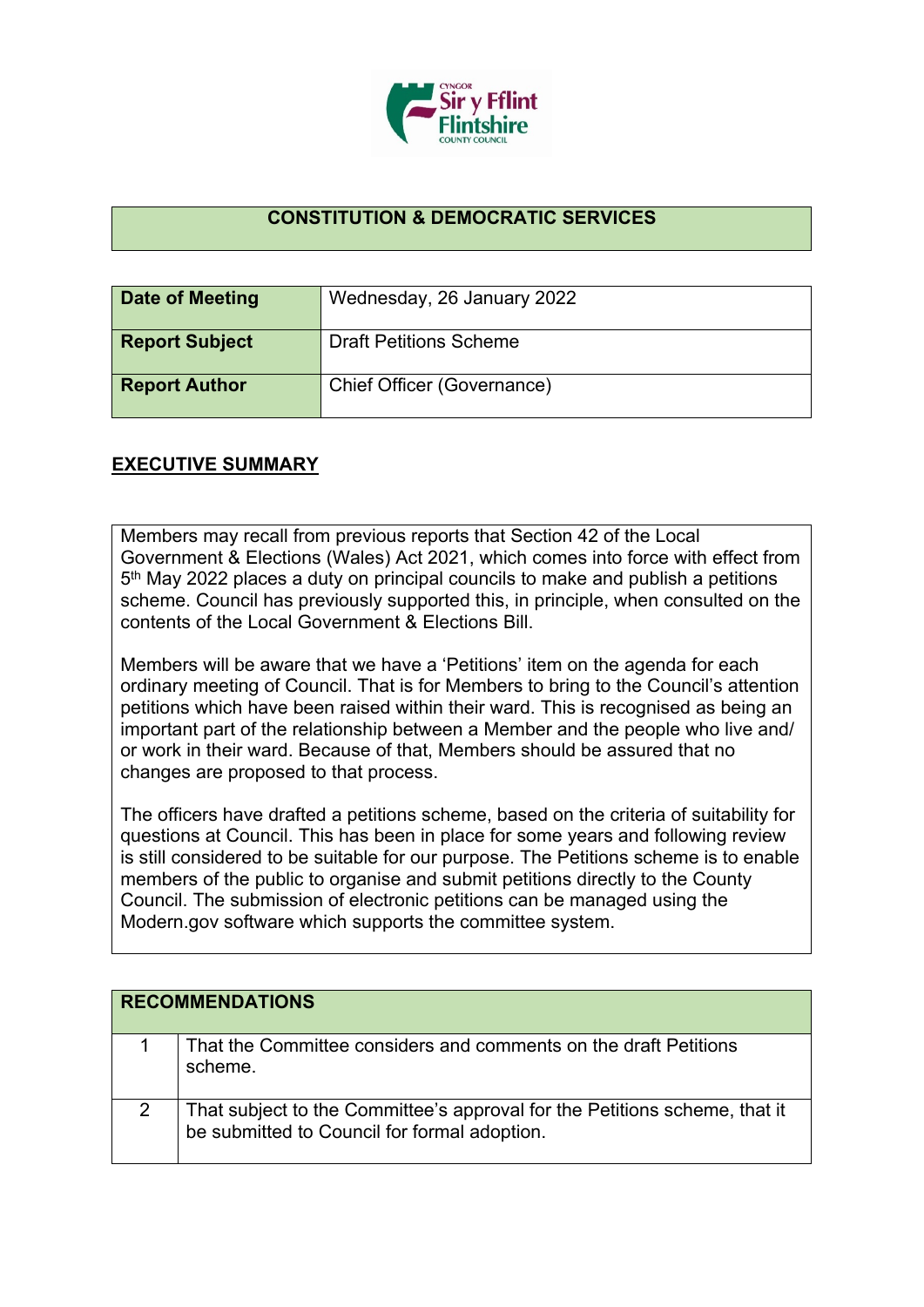## CONSTITUTION & DEMOCRATIC SERVICES

| Date of Meeting | Wednesday, 26 January 2022 |
|---|---|
| Report Subject | Draft Petitions Scheme |
| Report Author | Chief Officer (Governance) |

## EXECUTIVE SUMMARY

Members may recall from previous reports that Section 42 of the Local Government & Elections (Wales) Act 2021, which comes into force with effect from 5th May 2022 places a duty on principal councils to make and publish a petitions scheme. Council has previously supported this, in principle, when consulted on the contents of the Local Government & Elections Bill.

Members will be aware that we have a 'Petitions' item on the agenda for each ordinary meeting of Council. That is for Members to bring to the Council's attention petitions which have been raised within their ward. This is recognised as being an important part of the relationship between a Member and the people who live and/ or work in their ward. Because of that, Members should be assured that no changes are proposed to that process.

The officers have drafted a petitions scheme, based on the criteria of suitability for questions at Council. This has been in place for some years and following review is still considered to be suitable for our purpose. The Petitions scheme is to enable members of the public to organise and submit petitions directly to the County Council. The submission of electronic petitions can be managed using the Modern.gov software which supports the committee system.

| RECOMMENDATIONS | |
|---|---|
| 1 | That the Committee considers and comments on the draft Petitions scheme. |
| 2 | That subject to the Committee's approval for the Petitions scheme, that it be submitted to Council for formal adoption. |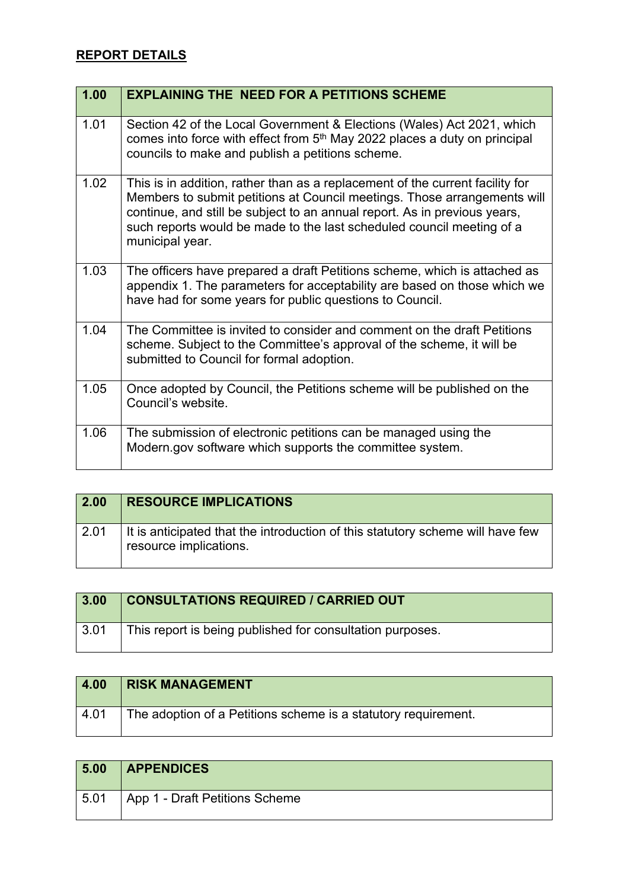## REPORT DETAILS

| 1.00 | EXPLAINING THE NEED FOR A PETITIONS SCHEME |
| --- | --- |
| 1.01 | Section 42 of the Local Government & Elections (Wales) Act 2021, which comes into force with effect from 5th May 2022 places a duty on principal councils to make and publish a petitions scheme. |
| 1.02 | This is in addition, rather than as a replacement of the current facility for Members to submit petitions at Council meetings. Those arrangements will continue, and still be subject to an annual report. As in previous years, such reports would be made to the last scheduled council meeting of a municipal year. |
| 1.03 | The officers have prepared a draft Petitions scheme, which is attached as appendix 1. The parameters for acceptability are based on those which we have had for some years for public questions to Council. |
| 1.04 | The Committee is invited to consider and comment on the draft Petitions scheme. Subject to the Committee's approval of the scheme, it will be submitted to Council for formal adoption. |
| 1.05 | Once adopted by Council, the Petitions scheme will be published on the Council's website. |
| 1.06 | The submission of electronic petitions can be managed using the Modern.gov software which supports the committee system. |

| 2.00 | RESOURCE IMPLICATIONS |
| --- | --- |
| 2.01 | It is anticipated that the introduction of this statutory scheme will have few resource implications. |

| 3.00 | CONSULTATIONS REQUIRED / CARRIED OUT |
| --- | --- |
| 3.01 | This report is being published for consultation purposes. |

| 4.00 | RISK MANAGEMENT |
| --- | --- |
| 4.01 | The adoption of a Petitions scheme is a statutory requirement. |

| 5.00 | APPENDICES |
| --- | --- |
| 5.01 | App 1 - Draft Petitions Scheme |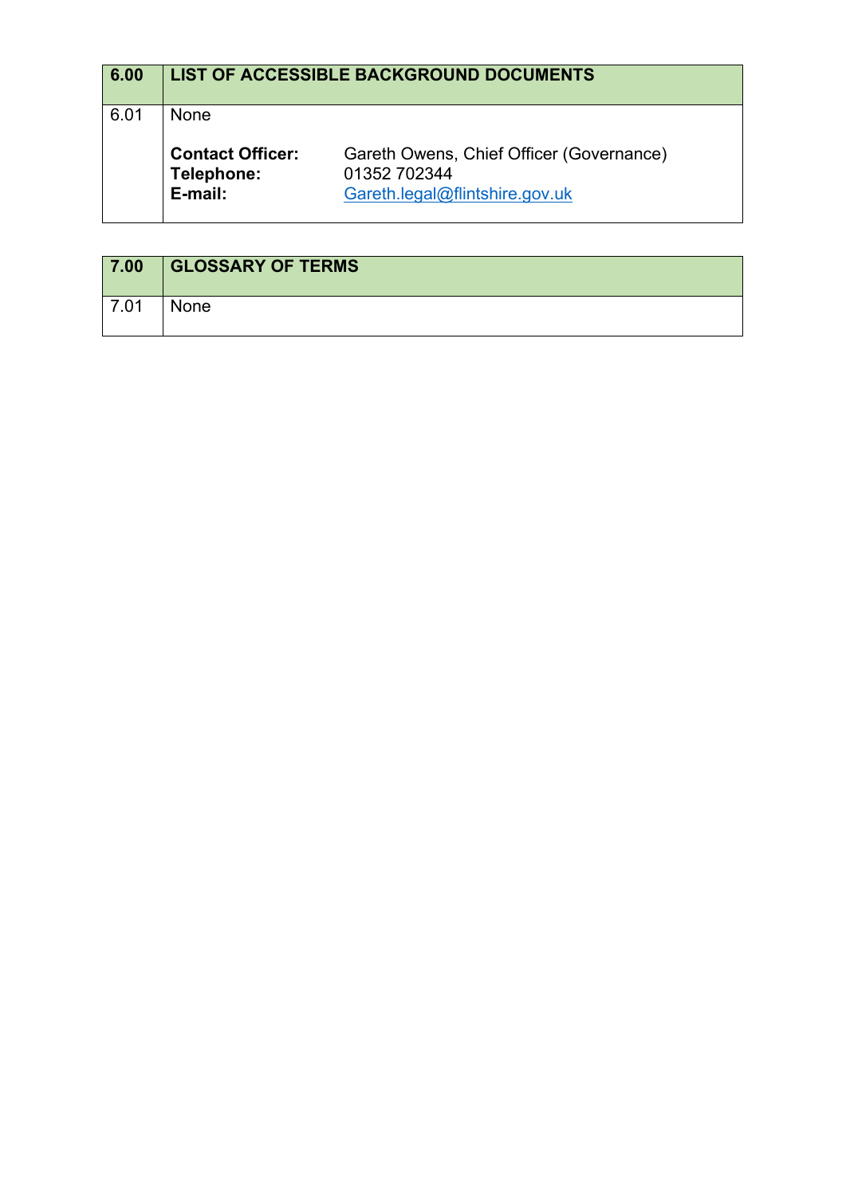| 6.00 | LIST OF ACCESSIBLE BACKGROUND DOCUMENTS |
|---|---|
| 6.01 | None<br><br>**Contact Officer:** Gareth Owens, Chief Officer (Governance)<br>**Telephone:** 01352 702344<br>**E-mail:** Gareth.legal@flintshire.gov.uk |

| 7.00 | GLOSSARY OF TERMS |
|---|---|
| 7.01 | None |